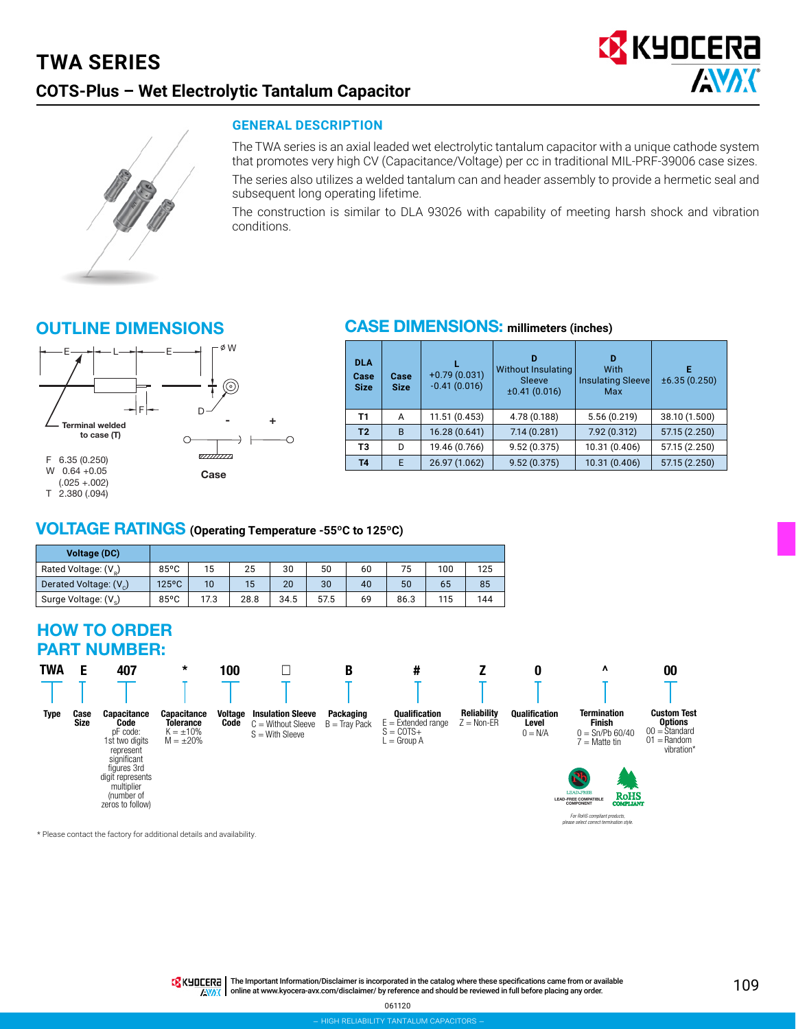# TWA SERIES

## COTS-Plus – Wet Electrolytic Tantalum Capacitor

### GENERAL DESCRIPTION

The TWA series is an axial leaded wet electrolytic tantalum capacitor with a unique cathode system that promotes very high CV (Capacitance/Voltage) per cc in traditional MIL-PRF-39006 case sizes.

The series also utilizes a welded tantalum can and header assembly to provide a hermetic seal and subsequent long operating lifetime.

The construction is similar to DLA 93026 with capability of meeting harsh shock and vibration conditions.

## OUTLINE DIMENSIONS

Terminal welded to case (T)

F 6.35 (0.250)
W 0.64 +0.05 (.025 +.002)
T 2.380 (.094)

Case

## CASE DIMENSIONS: millimeters (inches)

| DLA Case Size | Case Size | L +0.79 (0.031) -0.41 (0.016) | D Without Insulating Sleeve ±0.41 (0.016) | D With Insulating Sleeve Max | E ±6.35 (0.250) |
|---|---|---|---|---|---|
| T1 | A | 11.51 (0.453) | 4.78 (0.188) | 5.56 (0.219) | 38.10 (1.500) |
| T2 | B | 16.28 (0.641) | 7.14 (0.281) | 7.92 (0.312) | 57.15 (2.250) |
| T3 | D | 19.46 (0.766) | 9.52 (0.375) | 10.31 (0.406) | 57.15 (2.250) |
| T4 | E | 26.97 (1.062) | 9.52 (0.375) | 10.31 (0.406) | 57.15 (2.250) |

## VOLTAGE RATINGS (Operating Temperature -55°C to 125°C)

| Voltage (DC) | | | | | | | | | |
|---|---|---|---|---|---|---|---|---|---|
| Rated Voltage: ($V_R$) | 85°C | 15 | 25 | 30 | 50 | 60 | 75 | 100 | 125 |
| Derated Voltage: ($V_C$) | 125°C | 10 | 15 | 20 | 30 | 40 | 50 | 65 | 85 |
| Surge Voltage: ($V_S$) | 85°C | 17.3 | 28.8 | 34.5 | 57.5 | 69 | 86.3 | 115 | 144 |

## HOW TO ORDER PART NUMBER:

| TWA | E | 407 | * | 100 | □ | B | # | Z | 0 | ^ | 00 |
|---|---|---|---|---|---|---|---|---|---|---|---|
| Type | Case Size | Capacitance Code pF code: 1st two digits represent significant figures 3rd digit represents multiplier (number of zeros to follow) | Capacitance Tolerance K = ±10% M = ±20% | Voltage Code | Insulation Sleeve C = Without Sleeve S = With Sleeve | Packaging B = Tray Pack | Qualification E = Extended range S = COTS+ L = Group A | Reliability Z = Non-ER | Qualification Level 0 = N/A | Termination Finish 0 = Sn/Pb 60/40 7 = Matte tin | Custom Test Options 00 = Standard 01 = Random vibration* |

LEAD-FREE COMPATIBLE COMPONENT

RoHS COMPLIANT

For RoHS compliant products, please select correct termination style.

* Please contact the factory for additional details and availability.

The Important Information/Disclaimer is incorporated in the catalog where these specifications came from or available online at www.kyocera-avx.com/disclaimer/ by reference and should be reviewed in full before placing any order.

061120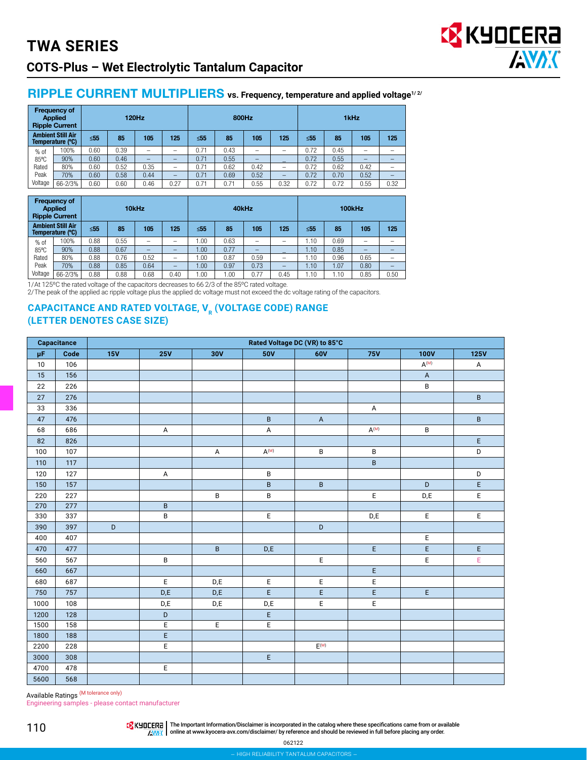# TWA SERIES

## COTS-Plus – Wet Electrolytic Tantalum Capacitor

## RIPPLE CURRENT MULTIPLIERS vs. Frequency, temperature and applied voltage[1/2/]

| Frequency of Applied Ripple Current | | 120Hz | | | | 800Hz | | | | 1kHz | | | |
|---|---|---|---|---|---|---|---|---|---|---|---|---|---|
| Ambient Still Air Temperature (°C) | | ≤55 | 85 | 105 | 125 | ≤55 | 85 | 105 | 125 | ≤55 | 85 | 105 | 125 |
| % of 85°C Rated Peak Voltage | 100% | 0.60 | 0.39 | – | – | 0.71 | 0.43 | – | – | 0.72 | 0.45 | – | – |
| | 90% | 0.60 | 0.46 | – | – | 0.71 | 0.55 | – | – | 0.72 | 0.55 | – | – |
| | 80% | 0.60 | 0.52 | 0.35 | – | 0.71 | 0.62 | 0.42 | – | 0.72 | 0.62 | 0.42 | – |
| | 70% | 0.60 | 0.58 | 0.44 | – | 0.71 | 0.69 | 0.52 | – | 0.72 | 0.70 | 0.52 | – |
| | 66-2/3% | 0.60 | 0.60 | 0.46 | 0.27 | 0.71 | 0.71 | 0.55 | 0.32 | 0.72 | 0.72 | 0.55 | 0.32 |

| Frequency of Applied Ripple Current | | 10kHz | | | | 40kHz | | | | 100kHz | | | |
|---|---|---|---|---|---|---|---|---|---|---|---|---|---|
| Ambient Still Air Temperature (°C) | | ≤55 | 85 | 105 | 125 | ≤55 | 85 | 105 | 125 | ≤55 | 85 | 105 | 125 |
| % of 85°C Rated Peak Voltage | 100% | 0.88 | 0.55 | – | – | 1.00 | 0.63 | – | – | 1.10 | 0.69 | – | – |
| | 90% | 0.88 | 0.67 | – | – | 1.00 | 0.77 | – | – | 1.10 | 0.85 | – | – |
| | 80% | 0.88 | 0.76 | 0.52 | – | 1.00 | 0.87 | 0.59 | – | 1.10 | 0.96 | 0.65 | – |
| | 70% | 0.88 | 0.85 | 0.64 | – | 1.00 | 0.97 | 0.73 | – | 1.10 | 1.07 | 0.80 | – |
| | 66-2/3% | 0.88 | 0.88 | 0.68 | 0.40 | 1.00 | 1.00 | 0.77 | 0.45 | 1.10 | 1.10 | 0.85 | 0.50 |

1/At 125°C the rated voltage of the capacitors decreases to 66 2/3 of the 85°C rated voltage.
2/The peak of the applied ac ripple voltage plus the applied dc voltage must not exceed the dc voltage rating of the capacitors.

## CAPACITANCE AND RATED VOLTAGE, $V_R$ (VOLTAGE CODE) RANGE (LETTER DENOTES CASE SIZE)

| Capacitance | | Rated Voltage DC (VR) to 85°C | | | | | | | |
|---|---|---|---|---|---|---|---|---|---|
| μF | Code | 15V | 25V | 30V | 50V | 60V | 75V | 100V | 125V |
| 10 | 106 | | | | | | | A(M) | A |
| 15 | 156 | | | | | | | A | |
| 22 | 226 | | | | | | | B | |
| 27 | 276 | | | | | | | | B |
| 33 | 336 | | | | | | A | | |
| 47 | 476 | | | | B | A | | | B |
| 68 | 686 | | A | | A | | A(M) | B | |
| 82 | 826 | | | | | | | | E |
| 100 | 107 | | | A | A(M) | B | B | | D |
| 110 | 117 | | | | | | B | | |
| 120 | 127 | | A | | B | | | | D |
| 150 | 157 | | | | B | B | | D | E |
| 220 | 227 | | | B | B | | E | D,E | E |
| 270 | 277 | | B | | | | | | |
| 330 | 337 | | B | | E | | D,E | E | E |
| 390 | 397 | D | | | | D | | | |
| 400 | 407 | | | | | | | E | |
| 470 | 477 | | | B | D,E | | E | E | E |
| 560 | 567 | | B | | | E | | E | E |
| 660 | 667 | | | | | | E | | |
| 680 | 687 | | E | D,E | E | E | E | | |
| 750 | 757 | | D,E | D,E | E | E | E | E | |
| 1000 | 108 | | D,E | D,E | D,E | E | E | | |
| 1200 | 128 | | D | | E | | | | |
| 1500 | 158 | | E | E | E | | | | |
| 1800 | 188 | | E | | | | | | |
| 2200 | 228 | | E | | | E(M) | | | |
| 3000 | 308 | | | | E | | | | |
| 4700 | 478 | | E | | | | | | |
| 5600 | 568 | | | | | | | | |

Available Ratings (M tolerance only)
Engineering samples - please contact manufacturer

The Important Information/Disclaimer is incorporated in the catalog where these specifications came from or available online at www.kyocera-avx.com/disclaimer/ by reference and should be reviewed in full before placing any order.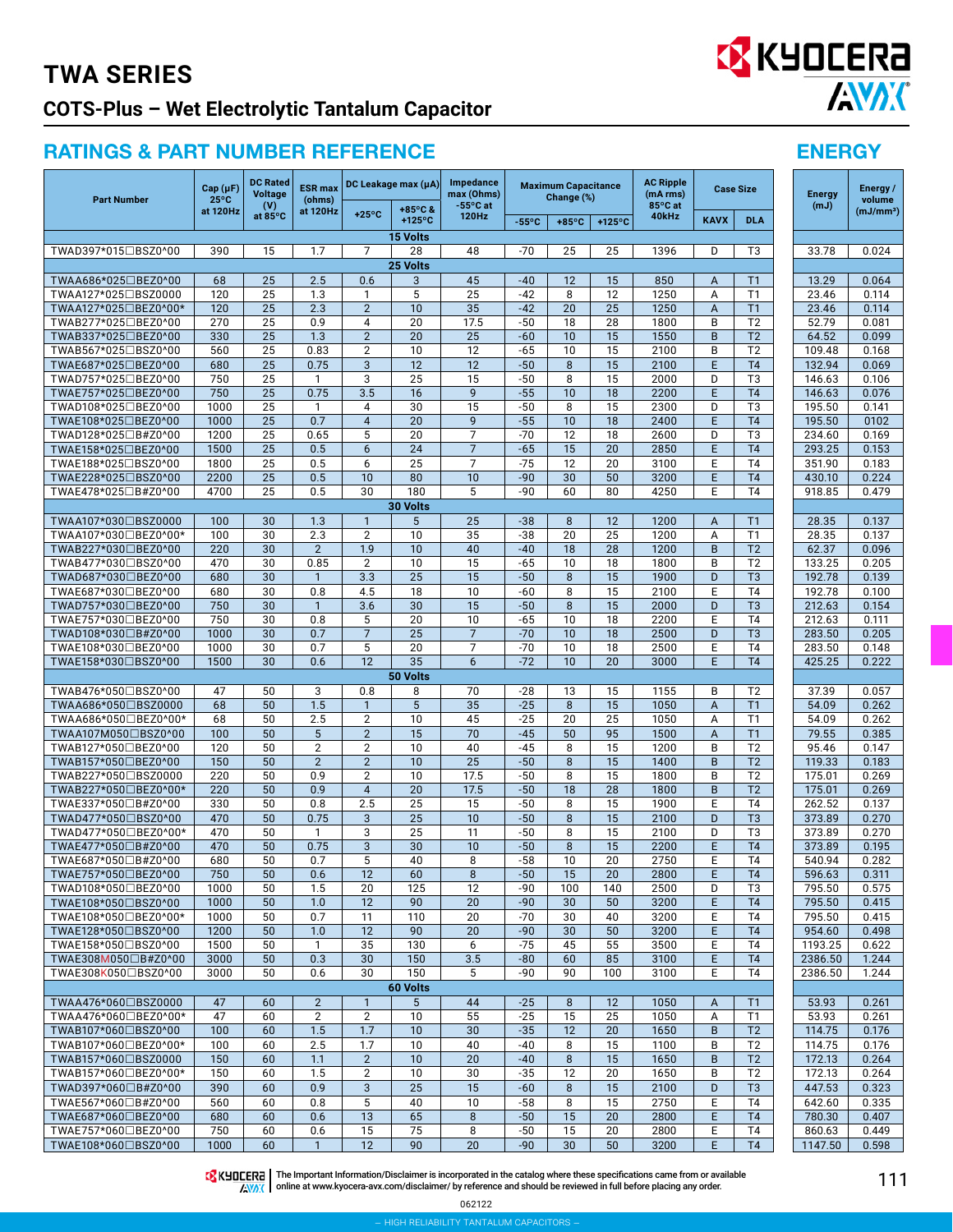# TWA SERIES

## COTS-Plus – Wet Electrolytic Tantalum Capacitor

## RATINGS & PART NUMBER REFERENCE

| Part Number | Cap (µF) 25°C at 120Hz | DC Rated Voltage (V) at 85°C | ESR max (ohms) at 120Hz | DC Leakage max (µA) | | Impedance max (Ohms) -55°C at 120Hz | Maximum Capacitance Change (%) | | | AC Ripple (mA rms) 85°C at 40kHz | Case Size | | Energy (mJ) | Energy / volume (mJ/mm³) |
|---|---|---|---|---|---|---|---|---|---|---|---|---|---|---|
| | | | | +25°C | +85°C & +125°C | | -55°C | +85°C | +125°C | | KAVX | DLA | | |
| **15 Volts** | | | | | | | | | | | | | | |
| TWAD397*015☐BSZ0^00 | 390 | 15 | 1.7 | 7 | 28 | 48 | -70 | 25 | 25 | 1396 | D | T3 | 33.78 | 0.024 |
| **25 Volts** | | | | | | | | | | | | | | |
| TWAA686*025☐BEZ0^00 | 68 | 25 | 2.5 | 0.6 | 3 | 45 | -40 | 12 | 15 | 850 | A | T1 | 13.29 | 0.064 |
| TWAA127*025☐BSZ0000 | 120 | 25 | 1.3 | 1 | 5 | 25 | -42 | 8 | 12 | 1250 | A | T1 | 23.46 | 0.114 |
| TWAA127*025☐BEZ0^00* | 120 | 25 | 2.3 | 2 | 10 | 35 | -42 | 20 | 25 | 1250 | A | T1 | 23.46 | 0.114 |
| TWAB277*025☐BEZ0^00 | 270 | 25 | 0.9 | 4 | 20 | 17.5 | -50 | 18 | 28 | 1800 | B | T2 | 52.79 | 0.081 |
| TWAB337*025☐BEZ0^00 | 330 | 25 | 1.3 | 2 | 20 | 25 | -60 | 10 | 15 | 1550 | B | T2 | 64.52 | 0.099 |
| TWAB567*025☐BSZ0^00 | 560 | 25 | 0.83 | 2 | 10 | 12 | -65 | 10 | 15 | 2100 | B | T2 | 109.48 | 0.168 |
| TWAE687*025☐BEZ0^00 | 680 | 25 | 0.75 | 3 | 12 | 12 | -50 | 8 | 15 | 2100 | E | T4 | 132.94 | 0.069 |
| TWAD757*025☐BEZ0^00 | 750 | 25 | 1 | 3 | 25 | 15 | -50 | 8 | 15 | 2000 | D | T3 | 146.63 | 0.106 |
| TWAE757*025☐BEZ0^00 | 750 | 25 | 0.75 | 3.5 | 16 | 9 | -55 | 10 | 18 | 2200 | E | T4 | 146.63 | 0.076 |
| TWAD108*025☐BEZ0^00 | 1000 | 25 | 1 | 4 | 30 | 15 | -50 | 8 | 15 | 2300 | D | T3 | 195.50 | 0.141 |
| TWAE108*025☐BEZ0^00 | 1000 | 25 | 0.7 | 4 | 20 | 9 | -55 | 10 | 18 | 2400 | E | T4 | 195.50 | 0102 |
| TWAD128*025☐B#Z0^00 | 1200 | 25 | 0.65 | 5 | 20 | 7 | -70 | 12 | 18 | 2600 | D | T3 | 234.60 | 0.169 |
| TWAE158*025☐BEZ0^00 | 1500 | 25 | 0.5 | 6 | 24 | 7 | -65 | 15 | 20 | 2850 | E | T4 | 293.25 | 0.153 |
| TWAE188*025☐BSZ0^00 | 1800 | 25 | 0.5 | 6 | 25 | 7 | -75 | 12 | 20 | 3100 | E | T4 | 351.90 | 0.183 |
| TWAE228*025☐BSZ0^00 | 2200 | 25 | 0.5 | 10 | 80 | 10 | -90 | 30 | 50 | 3200 | E | T4 | 430.10 | 0.224 |
| TWAE478*025☐B#Z0^00 | 4700 | 25 | 0.5 | 30 | 180 | 5 | -90 | 60 | 80 | 4250 | E | T4 | 918.85 | 0.479 |
| **30 Volts** | | | | | | | | | | | | | | |
| TWAA107*030☐BSZ0000 | 100 | 30 | 1.3 | 1 | 5 | 25 | -38 | 8 | 12 | 1200 | A | T1 | 28.35 | 0.137 |
| TWAA107*030☐BEZ0^00* | 100 | 30 | 2.3 | 2 | 10 | 35 | -38 | 20 | 25 | 1200 | A | T1 | 28.35 | 0.137 |
| TWAB227*030☐BEZ0^00 | 220 | 30 | 2 | 1.9 | 10 | 40 | -40 | 18 | 28 | 1200 | B | T2 | 62.37 | 0.096 |
| TWAB477*030☐BSZ0^00 | 470 | 30 | 0.85 | 2 | 10 | 15 | -65 | 10 | 18 | 1800 | B | T2 | 133.25 | 0.205 |
| TWAD687*030☐BEZ0^00 | 680 | 30 | 1 | 3.3 | 25 | 15 | -50 | 8 | 15 | 1900 | D | T3 | 192.78 | 0.139 |
| TWAE687*030☐BEZ0^00 | 680 | 30 | 0.8 | 4.5 | 18 | 10 | -60 | 8 | 15 | 2100 | E | T4 | 192.78 | 0.100 |
| TWAD757*030☐BEZ0^00 | 750 | 30 | 1 | 3.6 | 30 | 15 | -50 | 8 | 15 | 2000 | D | T3 | 212.63 | 0.154 |
| TWAE757*030☐BEZ0^00 | 750 | 30 | 0.8 | 5 | 20 | 10 | -65 | 10 | 18 | 2200 | E | T4 | 212.63 | 0.111 |
| TWAD108*030☐B#Z0^00 | 1000 | 30 | 0.7 | 7 | 25 | 7 | -70 | 10 | 18 | 2500 | D | T3 | 283.50 | 0.205 |
| TWAE108*030☐BEZ0^00 | 1000 | 30 | 0.7 | 5 | 20 | 7 | -70 | 10 | 18 | 2500 | E | T4 | 283.50 | 0.148 |
| TWAE158*030☐BSZ0^00 | 1500 | 30 | 0.6 | 12 | 35 | 6 | -72 | 10 | 20 | 3000 | E | T4 | 425.25 | 0.222 |
| **50 Volts** | | | | | | | | | | | | | | |
| TWAB476*050☐BSZ0^00 | 47 | 50 | 3 | 0.8 | 8 | 70 | -28 | 13 | 15 | 1155 | B | T2 | 37.39 | 0.057 |
| TWAA686*050☐BSZ0000 | 68 | 50 | 1.5 | 1 | 5 | 35 | -25 | 8 | 15 | 1050 | A | T1 | 54.09 | 0.262 |
| TWAA686*050☐BEZ0^00* | 68 | 50 | 2.5 | 2 | 10 | 45 | -25 | 20 | 25 | 1050 | A | T1 | 54.09 | 0.262 |
| TWAA107M050☐BSZ0^00 | 100 | 50 | 5 | 2 | 15 | 70 | -45 | 50 | 95 | 1500 | A | T1 | 79.55 | 0.385 |
| TWAB127*050☐BEZ0^00 | 120 | 50 | 2 | 2 | 10 | 40 | -45 | 8 | 15 | 1200 | B | T2 | 95.46 | 0.147 |
| TWAB157*050☐BEZ0^00 | 150 | 50 | 2 | 2 | 10 | 25 | -50 | 8 | 15 | 1400 | B | T2 | 119.33 | 0.183 |
| TWAB227*050☐BSZ0000 | 220 | 50 | 0.9 | 2 | 10 | 17.5 | -50 | 8 | 15 | 1800 | B | T2 | 175.01 | 0.269 |
| TWAB227*050☐BEZ0^00* | 220 | 50 | 0.9 | 4 | 20 | 17.5 | -50 | 18 | 28 | 1800 | B | T2 | 175.01 | 0.269 |
| TWAE337*050☐B#Z0^00 | 330 | 50 | 0.8 | 2.5 | 25 | 15 | -50 | 8 | 15 | 1900 | E | T4 | 262.52 | 0.137 |
| TWAD477*050☐BSZ0^00 | 470 | 50 | 0.75 | 3 | 25 | 10 | -50 | 8 | 15 | 2100 | D | T3 | 373.89 | 0.270 |
| TWAD477*050☐BEZ0^00* | 470 | 50 | 1 | 3 | 25 | 11 | -50 | 8 | 15 | 2100 | D | T3 | 373.89 | 0.270 |
| TWAE477*050☐B#Z0^00 | 470 | 50 | 0.75 | 3 | 30 | 10 | -50 | 8 | 15 | 2200 | E | T4 | 373.89 | 0.195 |
| TWAE687*050☐B#Z0^00 | 680 | 50 | 0.7 | 5 | 40 | 8 | -58 | 10 | 20 | 2750 | E | T4 | 540.94 | 0.282 |
| TWAE757*050☐BEZ0^00 | 750 | 50 | 0.6 | 12 | 60 | 8 | -50 | 15 | 20 | 2800 | E | T4 | 596.63 | 0.311 |
| TWAD108*050☐BEZ0^00 | 1000 | 50 | 1.5 | 20 | 125 | 12 | -90 | 100 | 140 | 2500 | D | T3 | 795.50 | 0.575 |
| TWAE108*050☐BSZ0^00 | 1000 | 50 | 1.0 | 12 | 90 | 20 | -90 | 30 | 50 | 3200 | E | T4 | 795.50 | 0.415 |
| TWAE108*050☐BEZ0^00* | 1000 | 50 | 0.7 | 11 | 110 | 20 | -70 | 30 | 40 | 3200 | E | T4 | 795.50 | 0.415 |
| TWAE128*050☐BSZ0^00 | 1200 | 50 | 1.0 | 12 | 90 | 20 | -90 | 30 | 50 | 3200 | E | T4 | 954.60 | 0.498 |
| TWAE158*050☐BSZ0^00 | 1500 | 50 | 1 | 35 | 130 | 6 | -75 | 45 | 55 | 3500 | E | T4 | 1193.25 | 0.622 |
| TWAE308M050☐B#Z0^00 | 3000 | 50 | 0.3 | 30 | 150 | 3.5 | -80 | 60 | 85 | 3100 | E | T4 | 2386.50 | 1.244 |
| TWAE308K050☐BSZ0^00 | 3000 | 50 | 0.6 | 30 | 150 | 5 | -90 | 90 | 100 | 3100 | E | T4 | 2386.50 | 1.244 |
| **60 Volts** | | | | | | | | | | | | | | |
| TWAA476*060☐BSZ0000 | 47 | 60 | 2 | 1 | 5 | 44 | -25 | 8 | 12 | 1050 | A | T1 | 53.93 | 0.261 |
| TWAA476*060☐BEZ0^00* | 47 | 60 | 2 | 2 | 10 | 55 | -25 | 15 | 25 | 1050 | A | T1 | 53.93 | 0.261 |
| TWAB107*060☐BSZ0^00 | 100 | 60 | 1.5 | 1.7 | 10 | 30 | -35 | 12 | 20 | 1650 | B | T2 | 114.75 | 0.176 |
| TWAB107*060☐BEZ0^00* | 100 | 60 | 2.5 | 1.7 | 10 | 40 | -40 | 8 | 15 | 1100 | B | T2 | 114.75 | 0.176 |
| TWAB157*060☐BSZ0000 | 150 | 60 | 1.1 | 2 | 10 | 20 | -40 | 8 | 15 | 1650 | B | T2 | 172.13 | 0.264 |
| TWAB157*060☐BEZ0^00* | 150 | 60 | 1.5 | 2 | 10 | 30 | -35 | 12 | 20 | 1650 | B | T2 | 172.13 | 0.264 |
| TWAD397*060☐B#Z0^00 | 390 | 60 | 0.9 | 3 | 25 | 15 | -60 | 8 | 15 | 2100 | D | T3 | 447.53 | 0.323 |
| TWAE567*060☐B#Z0^00 | 560 | 60 | 0.8 | 5 | 40 | 10 | -58 | 8 | 15 | 2750 | E | T4 | 642.60 | 0.335 |
| TWAE687*060☐BEZ0^00 | 680 | 60 | 0.6 | 13 | 65 | 8 | -50 | 15 | 20 | 2800 | E | T4 | 780.30 | 0.407 |
| TWAE757*060☐BEZ0^00 | 750 | 60 | 0.6 | 15 | 75 | 8 | -50 | 15 | 20 | 2800 | E | T4 | 860.63 | 0.449 |
| TWAE108*060☐BSZ0^00 | 1000 | 60 | 1 | 12 | 90 | 20 | -90 | 30 | 50 | 3200 | E | T4 | 1147.50 | 0.598 |

The Important Information/Disclaimer is incorporated in the catalog where these specifications came from or available online at www.kyocera-avx.com/disclaimer/ by reference and should be reviewed in full before placing any order.

062122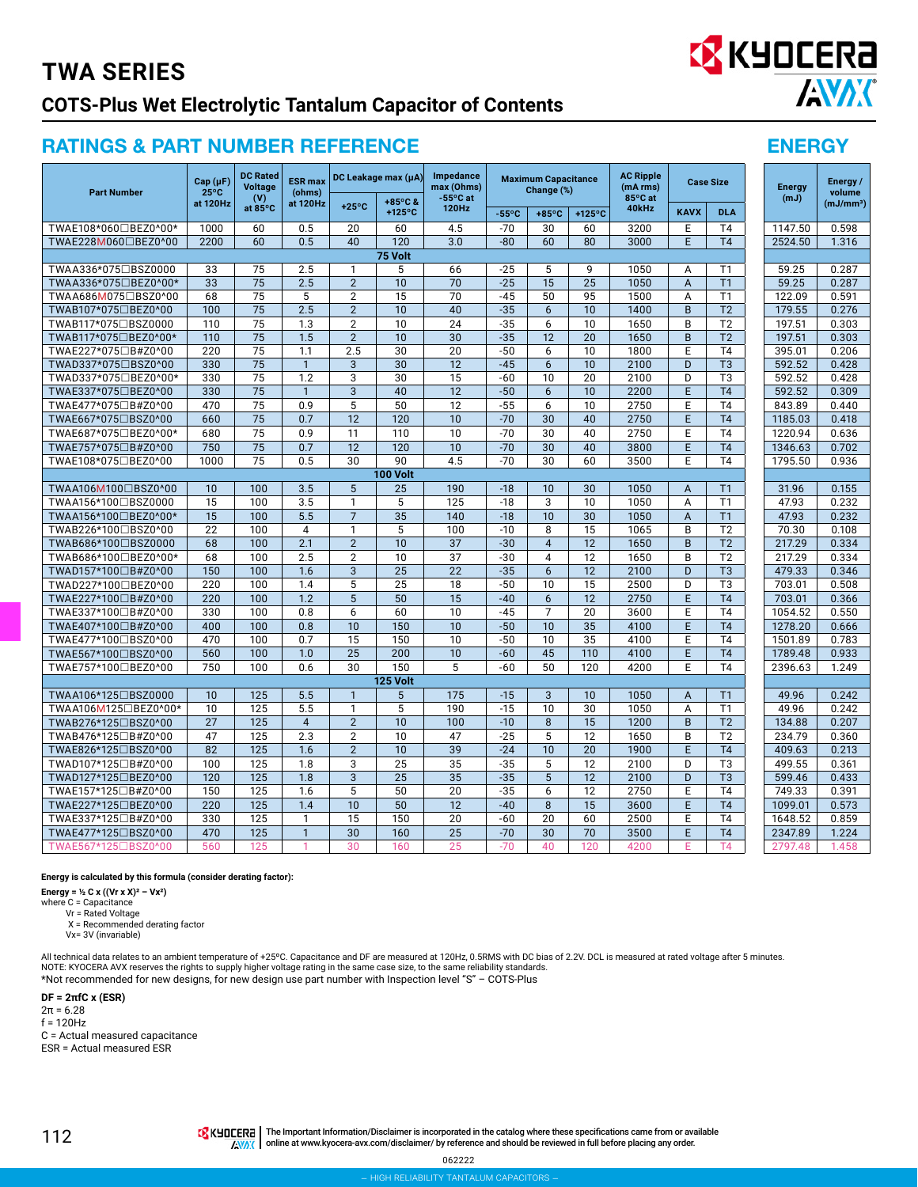# TWA SERIES

## COTS-Plus Wet Electrolytic Tantalum Capacitor of Contents

### RATINGS & PART NUMBER REFERENCE

| Part Number | Cap (µF) 25°C at 120Hz | DC Rated Voltage (V) at 85°C | ESR max (ohms) at 120Hz | DC Leakage max (µA) | | Impedance max (Ohms) -55°C at 120Hz | Maximum Capacitance Change (%) | | | AC Ripple (mA rms) 85°C at 40kHz | Case Size | | Energy (mJ) | Energy / volume (mJ/mm³) |
|---|---|---|---|---|---|---|---|---|---|---|---|---|---|---|
| | | | | +25°C | +85°C & +125°C | | -55°C | +85°C | +125°C | | KAVX | DLA | | |
| TWAE108*060☐BEZ0^00* | 1000 | 60 | 0.5 | 20 | 60 | 4.5 | -70 | 30 | 60 | 3200 | E | T4 | 1147.50 | 0.598 |
| TWAE228M060☐BEZ0^00 | 2200 | 60 | 0.5 | 40 | 120 | 3.0 | -80 | 60 | 80 | 3000 | E | T4 | 2524.50 | 1.316 |
| **75 Volt** | | | | | | | | | | | | | | |
| TWAA336*075☐BSZ0000 | 33 | 75 | 2.5 | 1 | 5 | 66 | -25 | 5 | 9 | 1050 | A | T1 | 59.25 | 0.287 |
| TWAA336*075☐BEZ0^00* | 33 | 75 | 2.5 | 2 | 10 | 70 | -25 | 15 | 25 | 1050 | A | T1 | 59.25 | 0.287 |
| TWAA686M075☐BSZ0^00 | 68 | 75 | 5 | 2 | 15 | 70 | -45 | 50 | 95 | 1500 | A | T1 | 122.09 | 0.591 |
| TWAB107*075☐BEZ0^00 | 100 | 75 | 2.5 | 2 | 10 | 40 | -35 | 6 | 10 | 1400 | B | T2 | 179.55 | 0.276 |
| TWAB117*075☐BSZ0000 | 110 | 75 | 1.3 | 2 | 10 | 24 | -35 | 6 | 10 | 1650 | B | T2 | 197.51 | 0.303 |
| TWAB117*075☐BEZ0^00* | 110 | 75 | 1.5 | 2 | 10 | 30 | -35 | 12 | 20 | 1650 | B | T2 | 197.51 | 0.303 |
| TWAE227*075☐B#Z0^00 | 220 | 75 | 1.1 | 2.5 | 30 | 20 | -50 | 6 | 10 | 1800 | E | T4 | 395.01 | 0.206 |
| TWAD337*075☐BSZ0^00 | 330 | 75 | 1 | 3 | 30 | 12 | -45 | 6 | 10 | 2100 | D | T3 | 592.52 | 0.428 |
| TWAD337*075☐BEZ0^00* | 330 | 75 | 1.2 | 3 | 30 | 15 | -60 | 10 | 20 | 2100 | D | T3 | 592.52 | 0.428 |
| TWAE337*075☐BEZ0^00 | 330 | 75 | 1 | 3 | 40 | 12 | -50 | 6 | 10 | 2200 | E | T4 | 592.52 | 0.309 |
| TWAE477*075☐B#Z0^00 | 470 | 75 | 0.9 | 5 | 50 | 12 | -55 | 6 | 10 | 2750 | E | T4 | 843.89 | 0.440 |
| TWAE667*075☐BSZ0^00 | 660 | 75 | 0.7 | 12 | 120 | 10 | -70 | 30 | 40 | 2750 | E | T4 | 1185.03 | 0.418 |
| TWAE687*075☐BEZ0^00* | 680 | 75 | 0.9 | 11 | 110 | 10 | -70 | 30 | 40 | 2750 | E | T4 | 1220.94 | 0.636 |
| TWAE757*075☐B#Z0^00 | 750 | 75 | 0.7 | 12 | 120 | 10 | -70 | 30 | 40 | 3800 | E | T4 | 1346.63 | 0.702 |
| TWAE108*075☐BEZ0^00 | 1000 | 75 | 0.5 | 30 | 90 | 4.5 | -70 | 30 | 60 | 3500 | E | T4 | 1795.50 | 0.936 |
| **100 Volt** | | | | | | | | | | | | | | |
| TWAA106M100☐BSZ0^00 | 10 | 100 | 3.5 | 5 | 25 | 190 | -18 | 10 | 30 | 1050 | A | T1 | 31.96 | 0.155 |
| TWAA156*100☐BSZ0000 | 15 | 100 | 3.5 | 1 | 5 | 125 | -18 | 3 | 10 | 1050 | A | T1 | 47.93 | 0.232 |
| TWAA156*100☐BEZ0^00* | 15 | 100 | 5.5 | 7 | 35 | 140 | -18 | 10 | 30 | 1050 | A | T1 | 47.93 | 0.232 |
| TWAB226*100☐BSZ0^00 | 22 | 100 | 4 | 1 | 5 | 100 | -10 | 8 | 15 | 1065 | B | T2 | 70.30 | 0.108 |
| TWAB686*100☐BSZ0000 | 68 | 100 | 2.1 | 2 | 10 | 37 | -30 | 4 | 12 | 1650 | B | T2 | 217.29 | 0.334 |
| TWAB686*100☐BEZ0^00* | 68 | 100 | 2.5 | 2 | 10 | 37 | -30 | 4 | 12 | 1650 | B | T2 | 217.29 | 0.334 |
| TWAD157*100☐B#Z0^00 | 150 | 100 | 1.6 | 3 | 25 | 22 | -35 | 6 | 12 | 2100 | D | T3 | 479.33 | 0.346 |
| TWAD227*100☐BEZ0^00 | 220 | 100 | 1.4 | 5 | 25 | 18 | -50 | 10 | 15 | 2500 | D | T3 | 703.01 | 0.508 |
| TWAE227*100☐B#Z0^00 | 220 | 100 | 1.2 | 5 | 50 | 15 | -40 | 6 | 12 | 2750 | E | T4 | 703.01 | 0.366 |
| TWAE337*100☐B#Z0^00 | 330 | 100 | 0.8 | 6 | 60 | 10 | -45 | 7 | 20 | 3600 | E | T4 | 1054.52 | 0.550 |
| TWAE407*100☐B#Z0^00 | 400 | 100 | 0.8 | 10 | 150 | 10 | -50 | 10 | 35 | 4100 | E | T4 | 1278.20 | 0.666 |
| TWAE477*100☐BSZ0^00 | 470 | 100 | 0.7 | 15 | 150 | 10 | -50 | 10 | 35 | 4100 | E | T4 | 1501.89 | 0.783 |
| TWAE567*100☐BSZ0^00 | 560 | 100 | 1.0 | 25 | 200 | 10 | -60 | 45 | 110 | 4100 | E | T4 | 1789.48 | 0.933 |
| TWAE757*100☐BEZ0^00 | 750 | 100 | 0.6 | 30 | 150 | 5 | -60 | 50 | 120 | 4200 | E | T4 | 2396.63 | 1.249 |
| **125 Volt** | | | | | | | | | | | | | | |
| TWAA106*125☐BSZ0000 | 10 | 125 | 5.5 | 1 | 5 | 175 | -15 | 3 | 10 | 1050 | A | T1 | 49.96 | 0.242 |
| TWAA106M125☐BEZ0^00* | 10 | 125 | 5.5 | 1 | 5 | 190 | -15 | 10 | 30 | 1050 | A | T1 | 49.96 | 0.242 |
| TWAB276*125☐BSZ0^00 | 27 | 125 | 4 | 2 | 10 | 100 | -10 | 8 | 15 | 1200 | B | T2 | 134.88 | 0.207 |
| TWAB476*125☐B#Z0^00 | 47 | 125 | 2.3 | 2 | 10 | 47 | -25 | 5 | 12 | 1650 | B | T2 | 234.79 | 0.360 |
| TWAE826*125☐BSZ0^00 | 82 | 125 | 1.6 | 2 | 10 | 39 | -24 | 10 | 20 | 1900 | E | T4 | 409.63 | 0.213 |
| TWAD107*125☐B#Z0^00 | 100 | 125 | 1.8 | 3 | 25 | 35 | -35 | 5 | 12 | 2100 | D | T3 | 499.55 | 0.361 |
| TWAD127*125☐BEZ0^00 | 120 | 125 | 1.8 | 3 | 25 | 35 | -35 | 5 | 12 | 2100 | D | T3 | 599.46 | 0.433 |
| TWAE157*125☐B#Z0^00 | 150 | 125 | 1.6 | 5 | 50 | 20 | -35 | 6 | 12 | 2750 | E | T4 | 749.33 | 0.391 |
| TWAE227*125☐BEZ0^00 | 220 | 125 | 1.4 | 10 | 50 | 12 | -40 | 8 | 15 | 3600 | E | T4 | 1099.01 | 0.573 |
| TWAE337*125☐B#Z0^00 | 330 | 125 | 1 | 15 | 150 | 20 | -60 | 20 | 60 | 2500 | E | T4 | 1648.52 | 0.859 |
| TWAE477*125☐BSZ0^00 | 470 | 125 | 1 | 30 | 160 | 25 | -70 | 30 | 70 | 3500 | E | T4 | 2347.89 | 1.224 |
| TWAE567*125☐BSZ0^00 | 560 | 125 | 1 | 30 | 160 | 25 | -70 | 40 | 120 | 4200 | E | T4 | 2797.48 | 1.458 |

**Energy is calculated by this formula (consider derating factor):**

**Energy = $\frac{1}{2}$ C x ((Vr x X)² – Vx²)**

where C = Capacitance
Vr = Rated Voltage
X = Recommended derating factor
Vx= 3V (invariable)

All technical data relates to an ambient temperature of +25ºC. Capacitance and DF are measured at 120Hz, 0.5RMS with DC bias of 2.2V. DCL is measured at rated voltage after 5 minutes.
NOTE: KYOCERA AVX reserves the rights to supply higher voltage rating in the same case size, to the same reliability standards.
*Not recommended for new designs, for new design use part number with Inspection level "S" – COTS-Plus

**DF = 2πfC x (ESR)**
2π = 6.28
f = 120Hz
C = Actual measured capacitance
ESR = Actual measured ESR